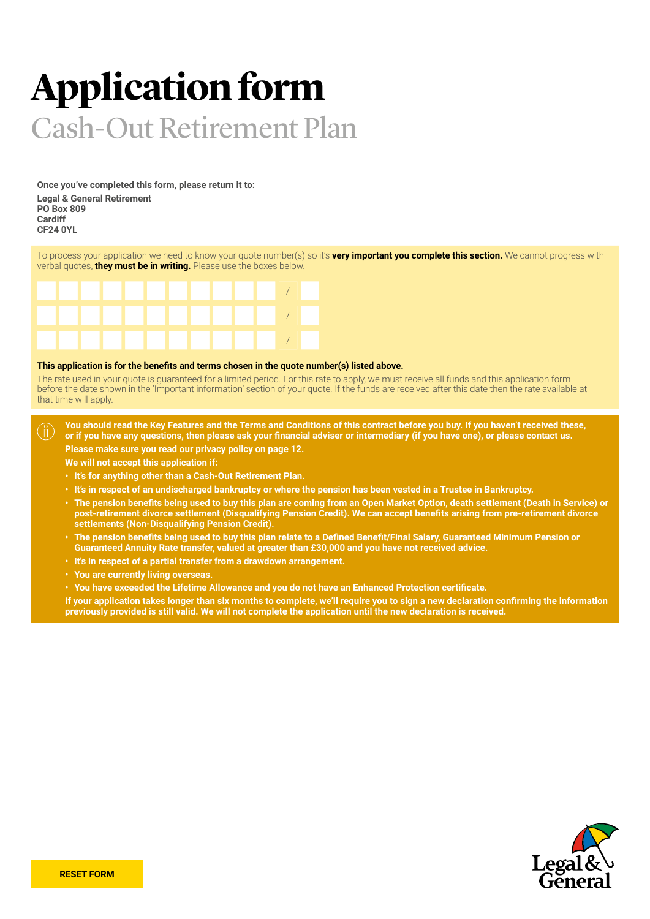# Application form

## Cash-Out Retirement Plan

**Once you've completed this form, please return it to:**

**Legal & General Retirement**
**PO Box 809**
**Cardiff**
**CF24 0YL**

To process your application we need to know your quote number(s) so it's **very important you complete this section.** We cannot progress with verbal quotes, **they must be in writing.** Please use the boxes below.

/

/

/

**This application is for the benefits and terms chosen in the quote number(s) listed above.**

The rate used in your quote is guaranteed for a limited period. For this rate to apply, we must receive all funds and this application form before the date shown in the 'Important information' section of your quote. If the funds are received after this date then the rate available at that time will apply.

**You should read the Key Features and the Terms and Conditions of this contract before you buy. If you haven't received these, or if you have any questions, then please ask your financial adviser or intermediary (if you have one), or please contact us.**

**Please make sure you read our privacy policy on page 12.**

**We will not accept this application if:**

- **It's for anything other than a Cash-Out Retirement Plan.**
- **It's in respect of an undischarged bankruptcy or where the pension has been vested in a Trustee in Bankruptcy.**
- **The pension benefits being used to buy this plan are coming from an Open Market Option, death settlement (Death in Service) or post-retirement divorce settlement (Disqualifying Pension Credit). We can accept benefits arising from pre-retirement divorce settlements (Non-Disqualifying Pension Credit).**
- **The pension benefits being used to buy this plan relate to a Defined Benefit/Final Salary, Guaranteed Minimum Pension or Guaranteed Annuity Rate transfer, valued at greater than £30,000 and you have not received advice.**
- **It's in respect of a partial transfer from a drawdown arrangement.**
- **You are currently living overseas.**
- **You have exceeded the Lifetime Allowance and you do not have an Enhanced Protection certificate.**

**If your application takes longer than six months to complete, we'll require you to sign a new declaration confirming the information previously provided is still valid. We will not complete the application until the new declaration is received.**

RESET FORM

Legal & General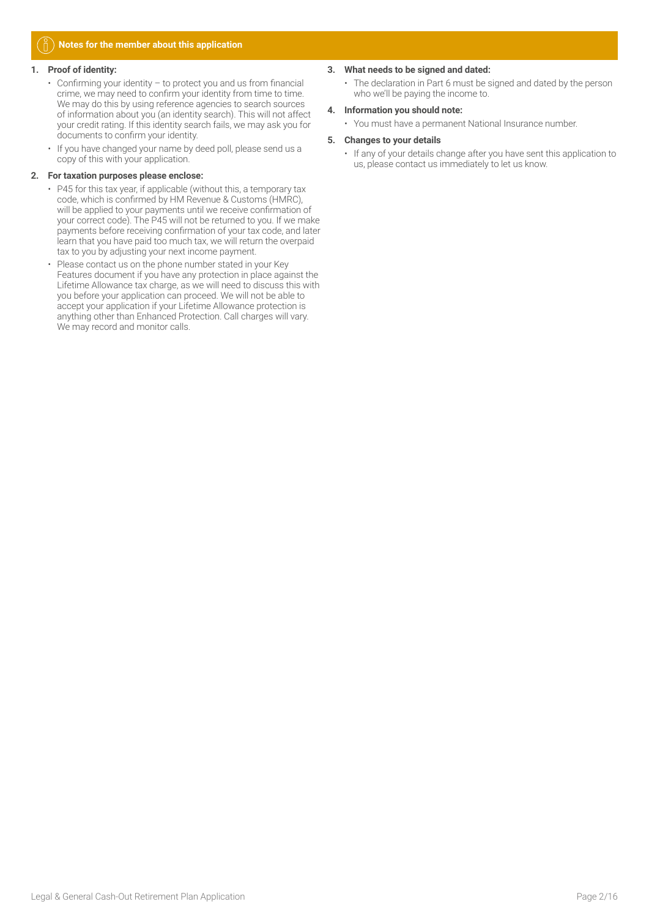## Notes for the member about this application

1. **Proof of identity:**
   - Confirming your identity – to protect you and us from financial crime, we may need to confirm your identity from time to time. We may do this by using reference agencies to search sources of information about you (an identity search). This will not affect your credit rating. If this identity search fails, we may ask you for documents to confirm your identity.
   - If you have changed your name by deed poll, please send us a copy of this with your application.

2. **For taxation purposes please enclose:**
   - P45 for this tax year, if applicable (without this, a temporary tax code, which is confirmed by HM Revenue & Customs (HMRC), will be applied to your payments until we receive confirmation of your correct code). The P45 will not be returned to you. If we make payments before receiving confirmation of your tax code, and later learn that you have paid too much tax, we will return the overpaid tax to you by adjusting your next income payment.
   - Please contact us on the phone number stated in your Key Features document if you have any protection in place against the Lifetime Allowance tax charge, as we will need to discuss this with you before your application can proceed. We will not be able to accept your application if your Lifetime Allowance protection is anything other than Enhanced Protection. Call charges will vary. We may record and monitor calls.

3. **What needs to be signed and dated:**
   - The declaration in Part 6 must be signed and dated by the person who we'll be paying the income to.

4. **Information you should note:**
   - You must have a permanent National Insurance number.

5. **Changes to your details**
   - If any of your details change after you have sent this application to us, please contact us immediately to let us know.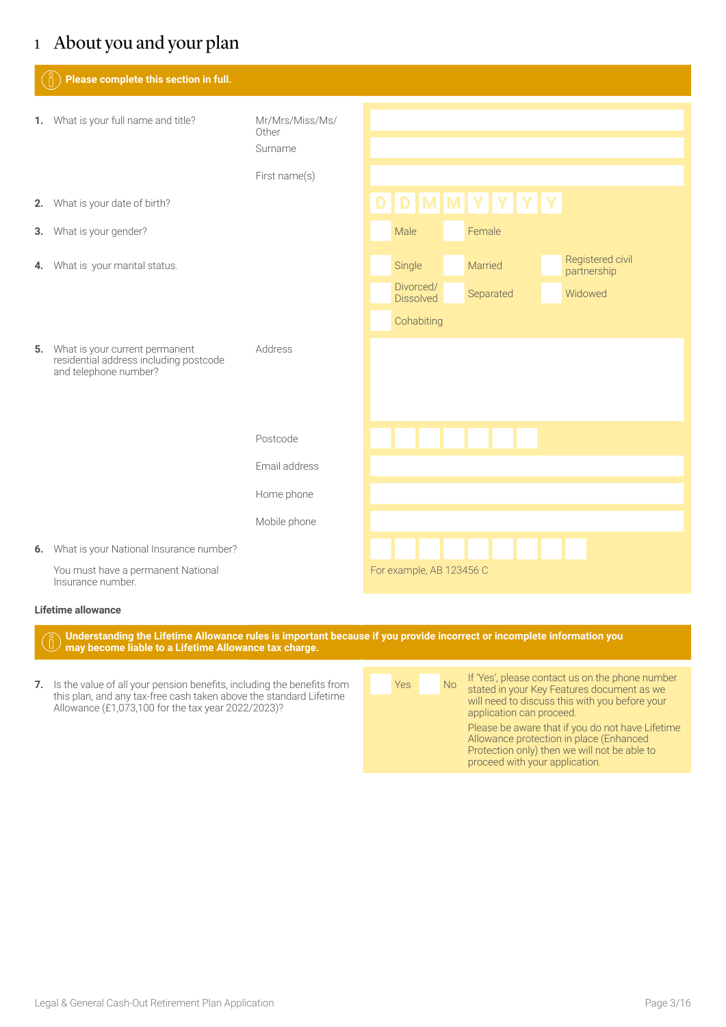# 1 About you and your plan

**Please complete this section in full.**

**1.** What is your full name and title?

Mr/Mrs/Miss/Ms/Other

Surname

First name(s)

**2.** What is your date of birth?

D D M M Y Y Y Y

**3.** What is your gender?

☐ Male ☐ Female

**4.** What is your marital status.

☐ Single ☐ Married ☐ Registered civil partnership

☐ Divorced/Dissolved ☐ Separated ☐ Widowed

☐ Cohabiting

**5.** What is your current permanent residential address including postcode and telephone number?

Address

Postcode

Email address

Home phone

Mobile phone

**6.** What is your National Insurance number?

You must have a permanent National Insurance number.

For example, AB 123456 C

**Lifetime allowance**

**Understanding the Lifetime Allowance rules is important because if you provide incorrect or incomplete information you may become liable to a Lifetime Allowance tax charge.**

**7.** Is the value of all your pension benefits, including the benefits from this plan, and any tax-free cash taken above the standard Lifetime Allowance (£1,073,100 for the tax year 2022/2023)?

☐ Yes ☐ No

If 'Yes', please contact us on the phone number stated in your Key Features document as we will need to discuss this with you before your application can proceed.

Please be aware that if you do not have Lifetime Allowance protection in place (Enhanced Protection only) then we will not be able to proceed with your application.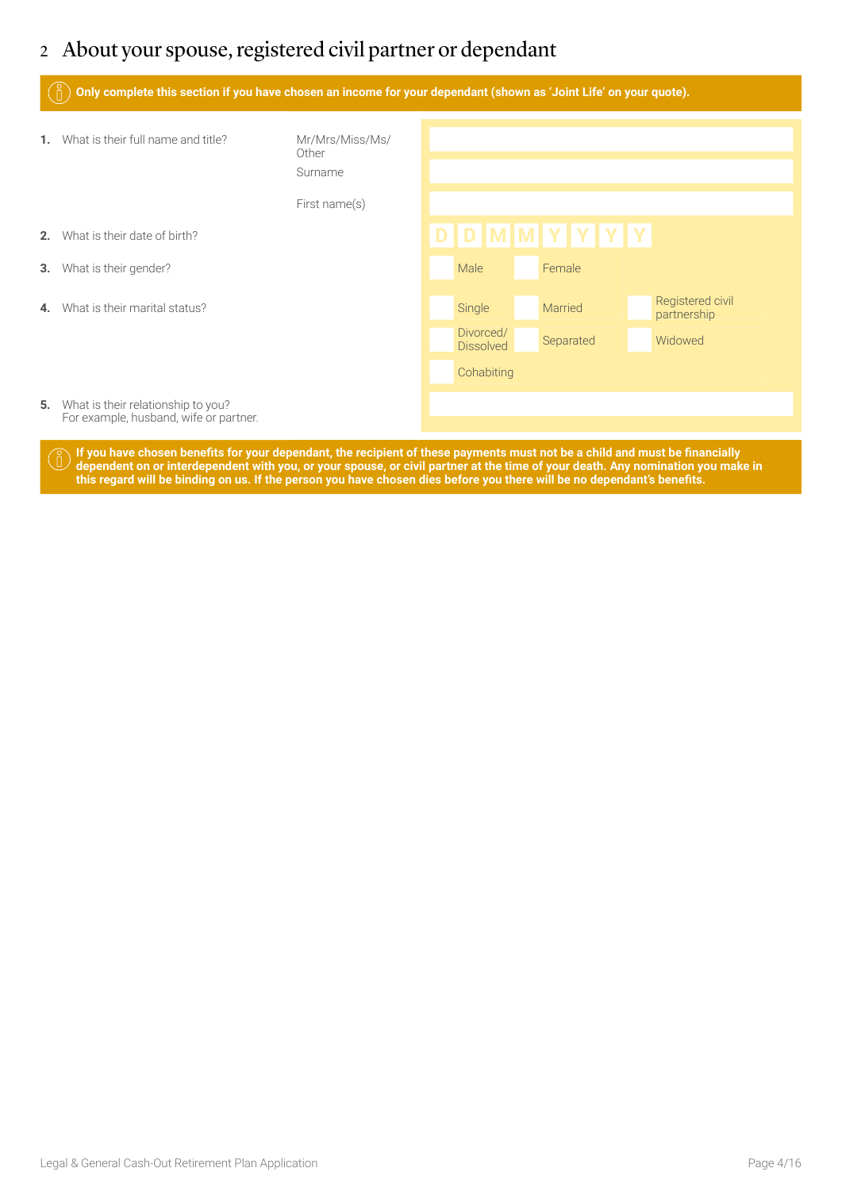## 2 About your spouse, registered civil partner or dependant

**Only complete this section if you have chosen an income for your dependant (shown as 'Joint Life' on your quote).**

1. What is their full name and title?

   Mr/Mrs/Miss/Ms/Other

   Surname

   First name(s)

2. What is their date of birth? D D M M Y Y Y Y

3. What is their gender?
   - Male
   - Female

4. What is their marital status?
   - Single
   - Married
   - Registered civil partnership
   - Divorced/ Dissolved
   - Separated
   - Widowed
   - Cohabiting

5. What is their relationship to you? For example, husband, wife or partner.

**If you have chosen benefits for your dependant, the recipient of these payments must not be a child and must be financially dependent on or interdependent with you, or your spouse, or civil partner at the time of your death. Any nomination you make in this regard will be binding on us. If the person you have chosen dies before you there will be no dependant's benefits.**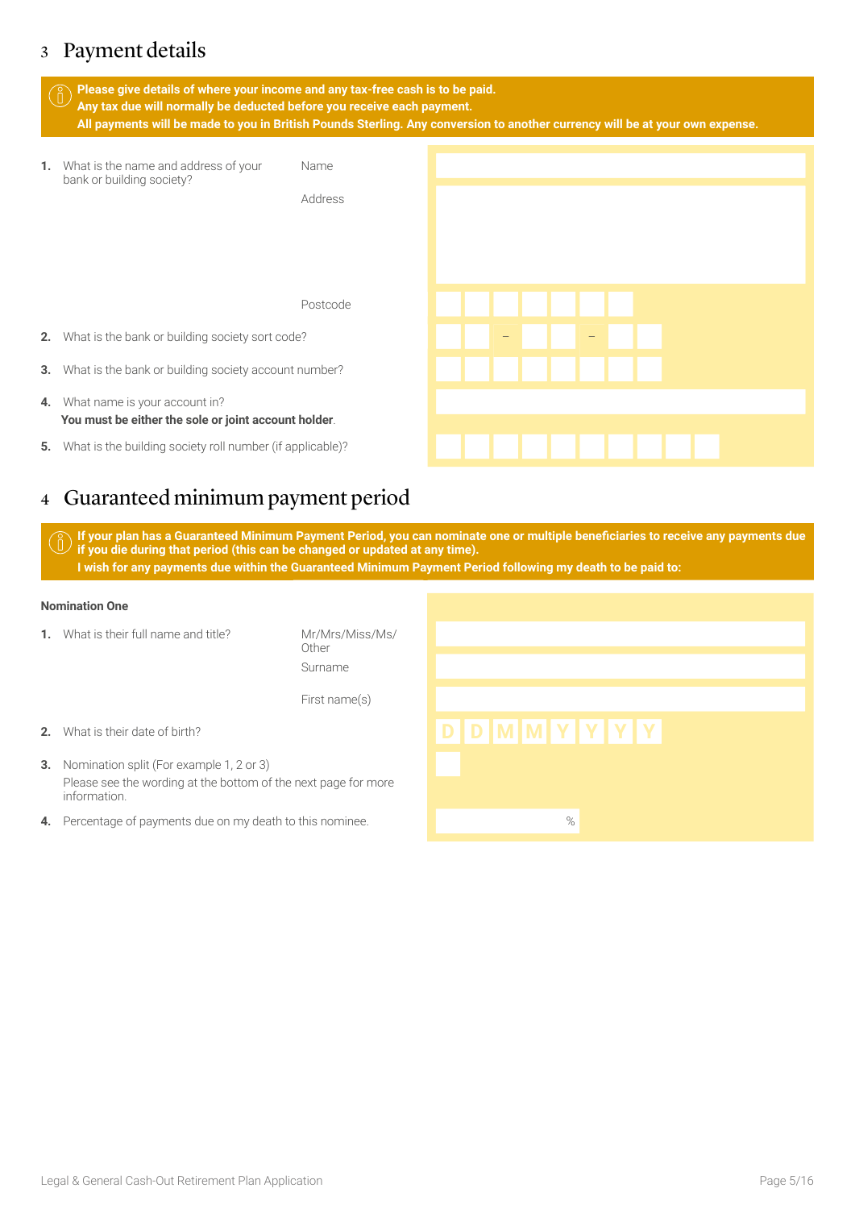## 3 Payment details

**Please give details of where your income and any tax-free cash is to be paid.**
**Any tax due will normally be deducted before you receive each payment.**
**All payments will be made to you in British Pounds Sterling. Any conversion to another currency will be at your own expense.**

**1.** What is the name and address of your bank or building society?

Name

Address

Postcode

**2.** What is the bank or building society sort code? – –

**3.** What is the bank or building society account number?

**4.** What name is your account in?
**You must be either the sole or joint account holder**.

**5.** What is the building society roll number (if applicable)?

## 4 Guaranteed minimum payment period

**If your plan has a Guaranteed Minimum Payment Period, you can nominate one or multiple beneficiaries to receive any payments due if you die during that period (this can be changed or updated at any time).**
**I wish for any payments due within the Guaranteed Minimum Payment Period following my death to be paid to:**

**Nomination One**

**1.** What is their full name and title?

Mr/Mrs/Miss/Ms/Other

Surname

First name(s)

**2.** What is their date of birth? D D M M Y Y Y Y

**3.** Nomination split (For example 1, 2 or 3)
Please see the wording at the bottom of the next page for more information.

**4.** Percentage of payments due on my death to this nominee. %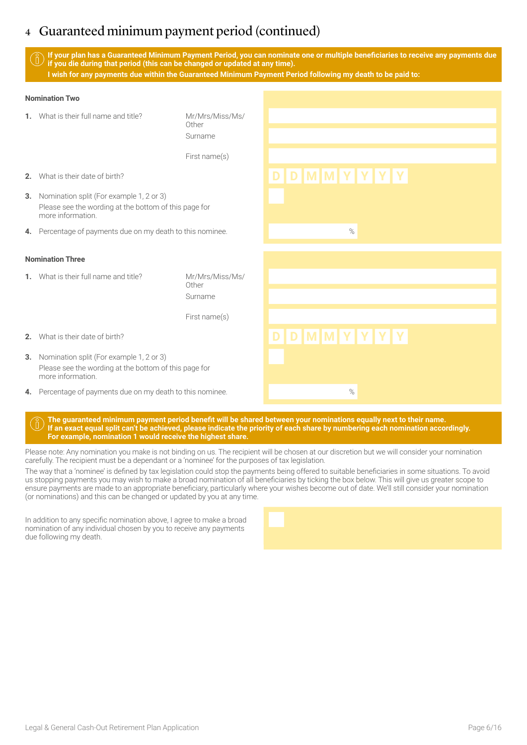## 4 Guaranteed minimum payment period (continued)

**If your plan has a Guaranteed Minimum Payment Period, you can nominate one or multiple beneficiaries to receive any payments due if you die during that period (this can be changed or updated at any time).**
**I wish for any payments due within the Guaranteed Minimum Payment Period following my death to be paid to:**

### Nomination Two

1. What is their full name and title? — Mr/Mrs/Miss/Ms/Other
   Surname
   First name(s)
2. What is their date of birth? D D M M Y Y Y Y
3. Nomination split (For example 1, 2 or 3)
   Please see the wording at the bottom of this page for more information.
4. Percentage of payments due on my death to this nominee. %

### Nomination Three

1. What is their full name and title? — Mr/Mrs/Miss/Ms/Other
   Surname
   First name(s)
2. What is their date of birth? D D M M Y Y Y Y
3. Nomination split (For example 1, 2 or 3)
   Please see the wording at the bottom of this page for more information.
4. Percentage of payments due on my death to this nominee. %

**The guaranteed minimum payment period benefit will be shared between your nominations equally next to their name.**
**If an exact equal split can't be achieved, please indicate the priority of each share by numbering each nomination accordingly.**
**For example, nomination 1 would receive the highest share.**

Please note: Any nomination you make is not binding on us. The recipient will be chosen at our discretion but we will consider your nomination carefully. The recipient must be a dependant or a 'nominee' for the purposes of tax legislation.

The way that a 'nominee' is defined by tax legislation could stop the payments being offered to suitable beneficiaries in some situations. To avoid us stopping payments you may wish to make a broad nomination of all beneficiaries by ticking the box below. This will give us greater scope to ensure payments are made to an appropriate beneficiary, particularly where your wishes become out of date. We'll still consider your nomination (or nominations) and this can be changed or updated by you at any time.

In addition to any specific nomination above, I agree to make a broad nomination of any individual chosen by you to receive any payments due following my death. ☐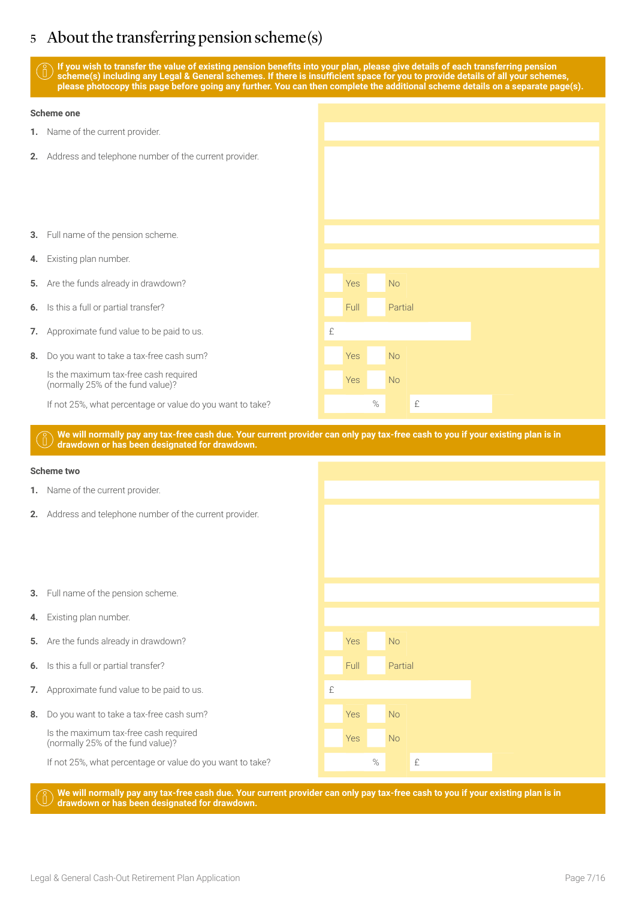## 5 About the transferring pension scheme(s)

**If you wish to transfer the value of existing pension benefits into your plan, please give details of each transferring pension scheme(s) including any Legal & General schemes. If there is insufficient space for you to provide details of all your schemes, please photocopy this page before going any further. You can then complete the additional scheme details on a separate page(s).**

**Scheme one**

1. Name of the current provider.
2. Address and telephone number of the current provider.
3. Full name of the pension scheme.
4. Existing plan number.
5. Are the funds already in drawdown? ☐ Yes ☐ No
6. Is this a full or partial transfer? ☐ Full ☐ Partial
7. Approximate fund value to be paid to us. £
8. Do you want to take a tax-free cash sum? ☐ Yes ☐ No

   Is the maximum tax-free cash required (normally 25% of the fund value)? ☐ Yes ☐ No

   If not 25%, what percentage or value do you want to take? % £

**We will normally pay any tax-free cash due. Your current provider can only pay tax-free cash to you if your existing plan is in drawdown or has been designated for drawdown.**

**Scheme two**

1. Name of the current provider.
2. Address and telephone number of the current provider.
3. Full name of the pension scheme.
4. Existing plan number.
5. Are the funds already in drawdown? ☐ Yes ☐ No
6. Is this a full or partial transfer? ☐ Full ☐ Partial
7. Approximate fund value to be paid to us. £
8. Do you want to take a tax-free cash sum? ☐ Yes ☐ No

   Is the maximum tax-free cash required (normally 25% of the fund value)? ☐ Yes ☐ No

   If not 25%, what percentage or value do you want to take? % £

**We will normally pay any tax-free cash due. Your current provider can only pay tax-free cash to you if your existing plan is in drawdown or has been designated for drawdown.**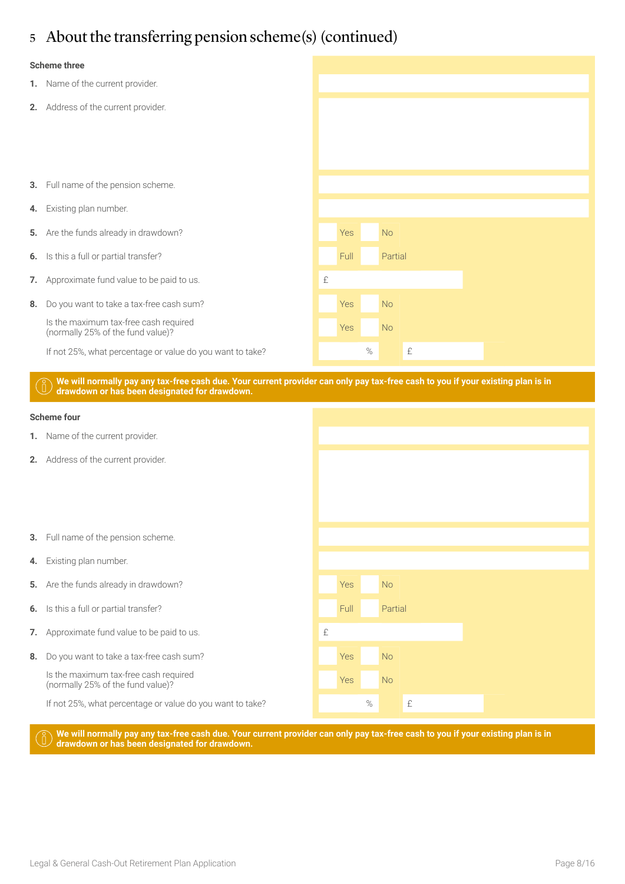# 5 About the transferring pension scheme(s) (continued)

**Scheme three**

1. Name of the current provider.
2. Address of the current provider.
3. Full name of the pension scheme.
4. Existing plan number.
5. Are the funds already in drawdown? Yes No
6. Is this a full or partial transfer? Full Partial
7. Approximate fund value to be paid to us. £
8. Do you want to take a tax-free cash sum? Yes No

   Is the maximum tax-free cash required (normally 25% of the fund value)? Yes No

   If not 25%, what percentage or value do you want to take? % £

**We will normally pay any tax-free cash due. Your current provider can only pay tax-free cash to you if your existing plan is in drawdown or has been designated for drawdown.**

**Scheme four**

1. Name of the current provider.
2. Address of the current provider.
3. Full name of the pension scheme.
4. Existing plan number.
5. Are the funds already in drawdown? Yes No
6. Is this a full or partial transfer? Full Partial
7. Approximate fund value to be paid to us. £
8. Do you want to take a tax-free cash sum? Yes No

   Is the maximum tax-free cash required (normally 25% of the fund value)? Yes No

   If not 25%, what percentage or value do you want to take? % £

**We will normally pay any tax-free cash due. Your current provider can only pay tax-free cash to you if your existing plan is in drawdown or has been designated for drawdown.**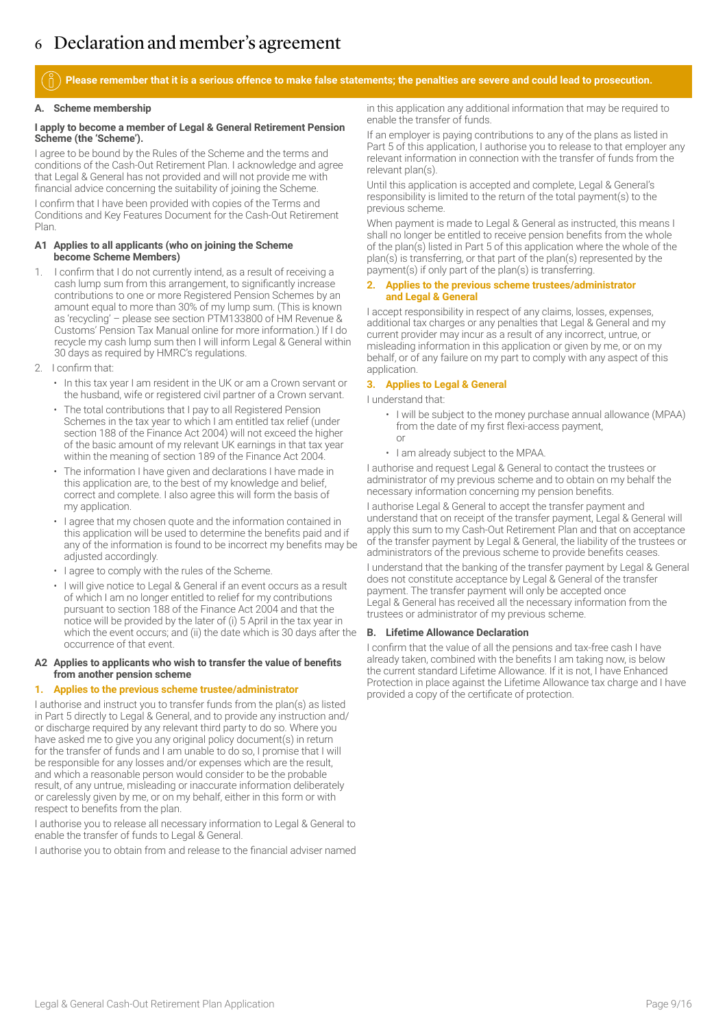# 6 Declaration and member's agreement

**Please remember that it is a serious offence to make false statements; the penalties are severe and could lead to prosecution.**

## A. Scheme membership

**I apply to become a member of Legal & General Retirement Pension Scheme (the 'Scheme').**

I agree to be bound by the Rules of the Scheme and the terms and conditions of the Cash-Out Retirement Plan. I acknowledge and agree that Legal & General has not provided and will not provide me with financial advice concerning the suitability of joining the Scheme.

I confirm that I have been provided with copies of the Terms and Conditions and Key Features Document for the Cash-Out Retirement Plan.

### A1 Applies to all applicants (who on joining the Scheme become Scheme Members)

1. I confirm that I do not currently intend, as a result of receiving a cash lump sum from this arrangement, to significantly increase contributions to one or more Registered Pension Schemes by an amount equal to more than 30% of my lump sum. (This is known as 'recycling' – please see section PTM133800 of HM Revenue & Customs' Pension Tax Manual online for more information.) If I do recycle my cash lump sum then I will inform Legal & General within 30 days as required by HMRC's regulations.
2. I confirm that:
   - In this tax year I am resident in the UK or am a Crown servant or the husband, wife or registered civil partner of a Crown servant.
   - The total contributions that I pay to all Registered Pension Schemes in the tax year to which I am entitled tax relief (under section 188 of the Finance Act 2004) will not exceed the higher of the basic amount of my relevant UK earnings in that tax year within the meaning of section 189 of the Finance Act 2004.
   - The information I have given and declarations I have made in this application are, to the best of my knowledge and belief, correct and complete. I also agree this will form the basis of my application.
   - I agree that my chosen quote and the information contained in this application will be used to determine the benefits paid and if any of the information is found to be incorrect my benefits may be adjusted accordingly.
   - I agree to comply with the rules of the Scheme.
   - I will give notice to Legal & General if an event occurs as a result of which I am no longer entitled to relief for my contributions pursuant to section 188 of the Finance Act 2004 and that the notice will be provided by the later of (i) 5 April in the tax year in which the event occurs; and (ii) the date which is 30 days after the occurrence of that event.

### A2 Applies to applicants who wish to transfer the value of benefits from another pension scheme

#### 1. Applies to the previous scheme trustee/administrator

I authorise and instruct you to transfer funds from the plan(s) as listed in Part 5 directly to Legal & General, and to provide any instruction and/or discharge required by any relevant third party to do so. Where you have asked me to give you any original policy document(s) in return for the transfer of funds and I am unable to do so, I promise that I will be responsible for any losses and/or expenses which are the result, and which a reasonable person would consider to be the probable result, of any untrue, misleading or inaccurate information deliberately or carelessly given by me, or on my behalf, either in this form or with respect to benefits from the plan.

I authorise you to release all necessary information to Legal & General to enable the transfer of funds to Legal & General.

I authorise you to obtain from and release to the financial adviser named in this application any additional information that may be required to enable the transfer of funds.

If an employer is paying contributions to any of the plans as listed in Part 5 of this application, I authorise you to release to that employer any relevant information in connection with the transfer of funds from the relevant plan(s).

Until this application is accepted and complete, Legal & General's responsibility is limited to the return of the total payment(s) to the previous scheme.

When payment is made to Legal & General as instructed, this means I shall no longer be entitled to receive pension benefits from the whole of the plan(s) listed in Part 5 of this application where the whole of the plan(s) is transferring, or that part of the plan(s) represented by the payment(s) if only part of the plan(s) is transferring.

#### 2. Applies to the previous scheme trustees/administrator and Legal & General

I accept responsibility in respect of any claims, losses, expenses, additional tax charges or any penalties that Legal & General and my current provider may incur as a result of any incorrect, untrue, or misleading information in this application or given by me, or on my behalf, or of any failure on my part to comply with any aspect of this application.

#### 3. Applies to Legal & General

I understand that:

- I will be subject to the money purchase annual allowance (MPAA) from the date of my first flexi-access payment,
  or
- I am already subject to the MPAA.

I authorise and request Legal & General to contact the trustees or administrator of my previous scheme and to obtain on my behalf the necessary information concerning my pension benefits.

I authorise Legal & General to accept the transfer payment and understand that on receipt of the transfer payment, Legal & General will apply this sum to my Cash-Out Retirement Plan and that on acceptance of the transfer payment by Legal & General, the liability of the trustees or administrators of the previous scheme to provide benefits ceases.

I understand that the banking of the transfer payment by Legal & General does not constitute acceptance by Legal & General of the transfer payment. The transfer payment will only be accepted once Legal & General has received all the necessary information from the trustees or administrator of my previous scheme.

## B. Lifetime Allowance Declaration

I confirm that the value of all the pensions and tax-free cash I have already taken, combined with the benefits I am taking now, is below the current standard Lifetime Allowance. If it is not, I have Enhanced Protection in place against the Lifetime Allowance tax charge and I have provided a copy of the certificate of protection.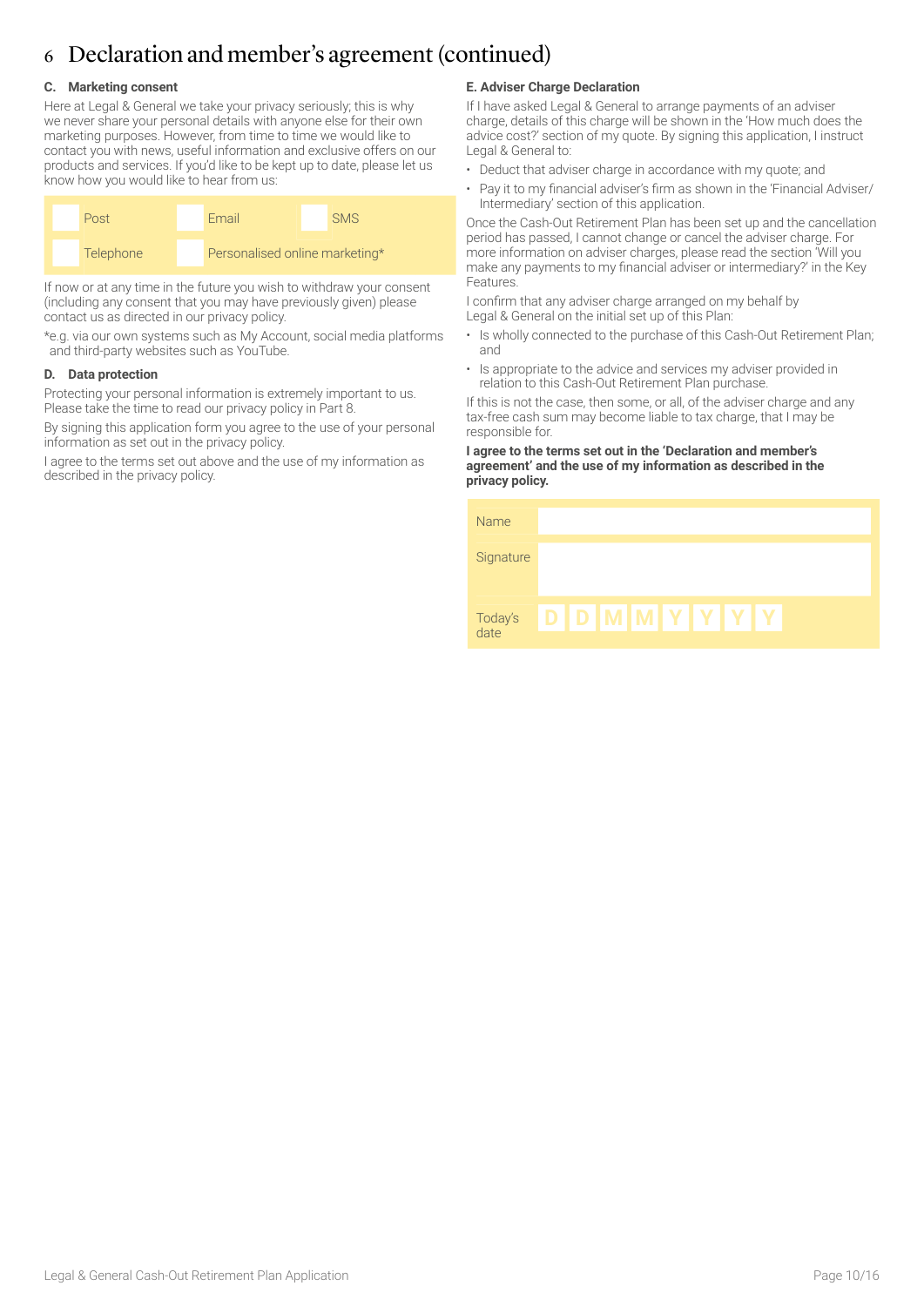# 6 Declaration and member's agreement (continued)

### C. Marketing consent

Here at Legal & General we take your privacy seriously; this is why we never share your personal details with anyone else for their own marketing purposes. However, from time to time we would like to contact you with news, useful information and exclusive offers on our products and services. If you'd like to be kept up to date, please let us know how you would like to hear from us:

| | | |
|---|---|---|
| ☐ Post | ☐ Email | ☐ SMS |
| ☐ Telephone | ☐ Personalised online marketing* | |

If now or at any time in the future you wish to withdraw your consent (including any consent that you may have previously given) please contact us as directed in our privacy policy.

*e.g. via our own systems such as My Account, social media platforms and third-party websites such as YouTube.

### D. Data protection

Protecting your personal information is extremely important to us. Please take the time to read our privacy policy in Part 8.

By signing this application form you agree to the use of your personal information as set out in the privacy policy.

I agree to the terms set out above and the use of my information as described in the privacy policy.

### E. Adviser Charge Declaration

If I have asked Legal & General to arrange payments of an adviser charge, details of this charge will be shown in the 'How much does the advice cost?' section of my quote. By signing this application, I instruct Legal & General to:

- Deduct that adviser charge in accordance with my quote; and
- Pay it to my financial adviser's firm as shown in the 'Financial Adviser/ Intermediary' section of this application.

Once the Cash-Out Retirement Plan has been set up and the cancellation period has passed, I cannot change or cancel the adviser charge. For more information on adviser charges, please read the section 'Will you make any payments to my financial adviser or intermediary?' in the Key Features.

I confirm that any adviser charge arranged on my behalf by Legal & General on the initial set up of this Plan:

- Is wholly connected to the purchase of this Cash-Out Retirement Plan; and
- Is appropriate to the advice and services my adviser provided in relation to this Cash-Out Retirement Plan purchase.

If this is not the case, then some, or all, of the adviser charge and any tax-free cash sum may become liable to tax charge, that I may be responsible for.

**I agree to the terms set out in the 'Declaration and member's agreement' and the use of my information as described in the privacy policy.**

| | |
|---|---|
| Name | |
| Signature | |
| Today's date | D D M M Y Y Y Y |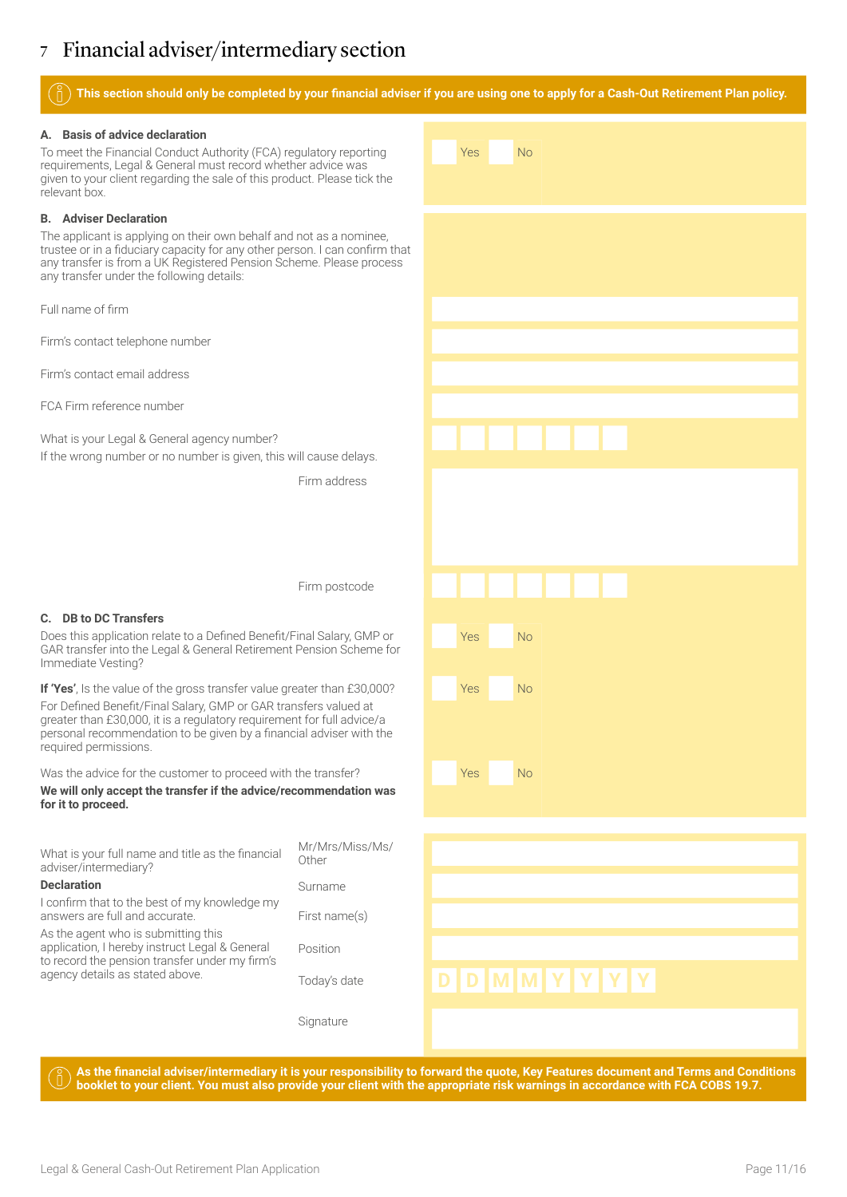# 7 Financial adviser/intermediary section

**This section should only be completed by your financial adviser if you are using one to apply for a Cash-Out Retirement Plan policy.**

**A. Basis of advice declaration**

To meet the Financial Conduct Authority (FCA) regulatory reporting requirements, Legal & General must record whether advice was given to your client regarding the sale of this product. Please tick the relevant box.

Yes No

**B. Adviser Declaration**

The applicant is applying on their own behalf and not as a nominee, trustee or in a fiduciary capacity for any other person. I can confirm that any transfer is from a UK Registered Pension Scheme. Please process any transfer under the following details:

Full name of firm

Firm's contact telephone number

Firm's contact email address

FCA Firm reference number

What is your Legal & General agency number?

If the wrong number or no number is given, this will cause delays.

Firm address

Firm postcode

**C. DB to DC Transfers**

Does this application relate to a Defined Benefit/Final Salary, GMP or GAR transfer into the Legal & General Retirement Pension Scheme for Immediate Vesting?

Yes No

**If 'Yes'**, Is the value of the gross transfer value greater than £30,000?

Yes No

For Defined Benefit/Final Salary, GMP or GAR transfers valued at greater than £30,000, it is a regulatory requirement for full advice/a personal recommendation to be given by a financial adviser with the required permissions.

Was the advice for the customer to proceed with the transfer?

Yes No

**We will only accept the transfer if the advice/recommendation was for it to proceed.**

What is your full name and title as the financial adviser/intermediary?

Mr/Mrs/Miss/Ms/Other

Surname

First name(s)

**Declaration**

I confirm that to the best of my knowledge my answers are full and accurate.

As the agent who is submitting this application, I hereby instruct Legal & General to record the pension transfer under my firm's agency details as stated above.

Position

Today's date D D M M Y Y Y Y

Signature

**As the financial adviser/intermediary it is your responsibility to forward the quote, Key Features document and Terms and Conditions booklet to your client. You must also provide your client with the appropriate risk warnings in accordance with FCA COBS 19.7.**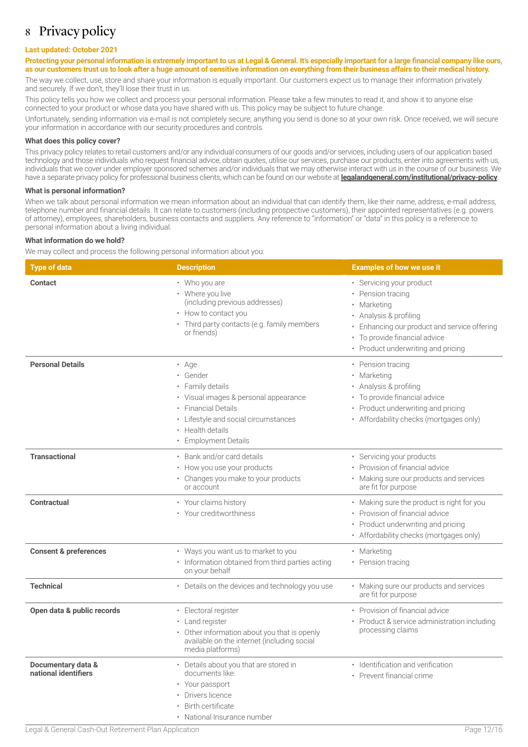# 8 Privacy policy

**Last updated: October 2021**

**Protecting your personal information is extremely important to us at Legal & General. It's especially important for a large financial company like ours, as our customers trust us to look after a huge amount of sensitive information on everything from their business affairs to their medical history.**

The way we collect, use, store and share your information is equally important. Our customers expect us to manage their information privately and securely. If we don't, they'll lose their trust in us.

This policy tells you how we collect and process your personal information. Please take a few minutes to read it, and show it to anyone else connected to your product or whose data you have shared with us. This policy may be subject to future change.

Unfortunately, sending information via e-mail is not completely secure; anything you send is done so at your own risk. Once received, we will secure your information in accordance with our security procedures and controls.

### What does this policy cover?

This privacy policy relates to retail customers and/or any individual consumers of our goods and/or services, including users of our application based technology and those individuals who request financial advice, obtain quotes, utilise our services, purchase our products, enter into agreements with us, individuals that we cover under employer sponsored schemes and/or individuals that we may otherwise interact with us in the course of our business. We have a separate privacy policy for professional business clients, which can be found on our website at **legalandgeneral.com/institutional/privacy-policy**.

### What is personal information?

When we talk about personal information we mean information about an individual that can identify them, like their name, address, e-mail address, telephone number and financial details. It can relate to customers (including prospective customers), their appointed representatives (e.g. powers of attorney), employees, shareholders, business contacts and suppliers. Any reference to "information" or "data" in this policy is a reference to personal information about a living individual.

### What information do we hold?

We may collect and process the following personal information about you:

| Type of data | Description | Examples of how we use it |
|---|---|---|
| **Contact** | • Who you are<br>• Where you live (including previous addresses)<br>• How to contact you<br>• Third party contacts (e.g. family members or friends) | • Servicing your product<br>• Pension tracing<br>• Marketing<br>• Analysis & profiling<br>• Enhancing our product and service offering<br>• To provide financial advice<br>• Product underwriting and pricing |
| **Personal Details** | • Age<br>• Gender<br>• Family details<br>• Visual images & personal appearance<br>• Financial Details<br>• Lifestyle and social circumstances<br>• Health details<br>• Employment Details | • Pension tracing<br>• Marketing<br>• Analysis & profiling<br>• To provide financial advice<br>• Product underwriting and pricing<br>• Affordability checks (mortgages only) |
| **Transactional** | • Bank and/or card details<br>• How you use your products<br>• Changes you make to your products or account | • Servicing your products<br>• Provision of financial advice<br>• Making sure our products and services are fit for purpose |
| **Contractual** | • Your claims history<br>• Your creditworthiness | • Making sure the product is right for you<br>• Provision of financial advice<br>• Product underwriting and pricing<br>• Affordability checks (mortgages only) |
| **Consent & preferences** | • Ways you want us to market to you<br>• Information obtained from third parties acting on your behalf | • Marketing<br>• Pension tracing |
| **Technical** | • Details on the devices and technology you use | • Making sure our products and services are fit for purpose |
| **Open data & public records** | • Electoral register<br>• Land register<br>• Other information about you that is openly available on the internet (including social media platforms) | • Provision of financial advice<br>• Product & service administration including processing claims |
| **Documentary data & national identifiers** | • Details about you that are stored in documents like:<br>• Your passport<br>• Drivers licence<br>• Birth certificate<br>• National Insurance number | • Identification and verification<br>• Prevent financial crime |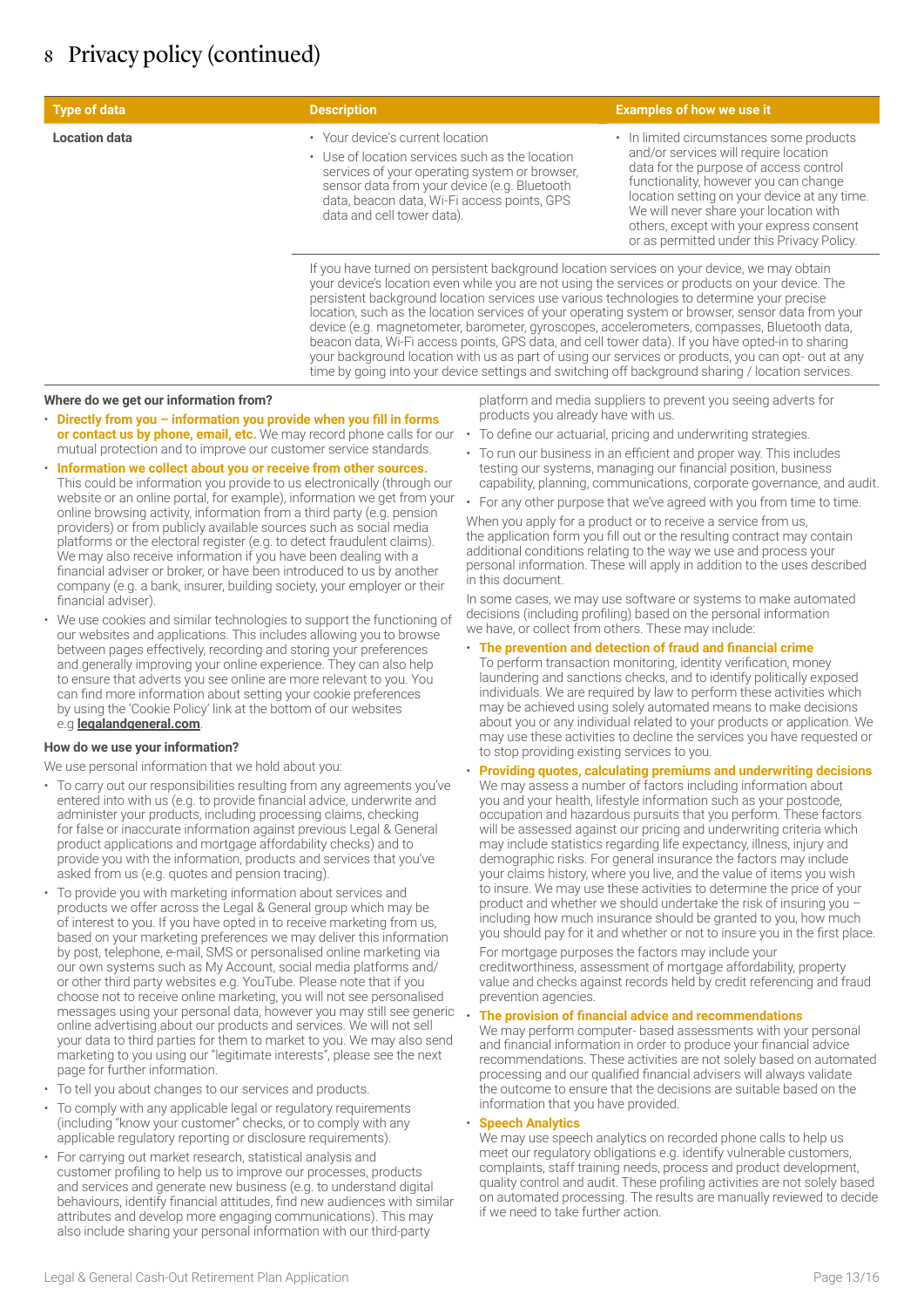# 8 Privacy policy (continued)

| Type of data | Description | Examples of how we use it |
|---|---|---|
| **Location data** | • Your device's current location<br>• Use of location services such as the location services of your operating system or browser, sensor data from your device (e.g. Bluetooth data, beacon data, Wi-Fi access points, GPS data and cell tower data). | • In limited circumstances some products and/or services will require location data for the purpose of access control functionality, however you can change location setting on your device at any time. We will never share your location with others, except with your express consent or as permitted under this Privacy Policy. |
| | If you have turned on persistent background location services on your device, we may obtain your device's location even while you are not using the services or products on your device. The persistent background location services use various technologies to determine your precise location, such as the location services of your operating system or browser, sensor data from your device (e.g. magnetometer, barometer, gyroscopes, accelerometers, compasses, Bluetooth data, beacon data, Wi-Fi access points, GPS data, and cell tower data). If you have opted-in to sharing your background location with us as part of using our services or products, you can opt- out at any time by going into your device settings and switching off background sharing / location services. | |

**Where do we get our information from?**

- **Directly from you – information you provide when you fill in forms or contact us by phone, email, etc.** We may record phone calls for our mutual protection and to improve our customer service standards.
- **Information we collect about you or receive from other sources.** This could be information you provide to us electronically (through our website or an online portal, for example), information we get from your online browsing activity, information from a third party (e.g. pension providers) or from publicly available sources such as social media platforms or the electoral register (e.g. to detect fraudulent claims). We may also receive information if you have been dealing with a financial adviser or broker, or have been introduced to us by another company (e.g. a bank, insurer, building society, your employer or their financial adviser).
- We use cookies and similar technologies to support the functioning of our websites and applications. This includes allowing you to browse between pages effectively, recording and storing your preferences and generally improving your online experience. They can also help to ensure that adverts you see online are more relevant to you. You can find more information about setting your cookie preferences by using the 'Cookie Policy' link at the bottom of our websites e.g **legalandgeneral.com**.

**How do we use your information?**

We use personal information that we hold about you:

- To carry out our responsibilities resulting from any agreements you've entered into with us (e.g. to provide financial advice, underwrite and administer your products, including processing claims, checking for false or inaccurate information against previous Legal & General product applications and mortgage affordability checks) and to provide you with the information, products and services that you've asked from us (e.g. quotes and pension tracing).
- To provide you with marketing information about services and products we offer across the Legal & General group which may be of interest to you. If you have opted in to receive marketing from us, based on your marketing preferences we may deliver this information by post, telephone, e-mail, SMS or personalised online marketing via our own systems such as My Account, social media platforms and/or other third party websites e.g. YouTube. Please note that if you choose not to receive online marketing, you will not see personalised messages using your personal data, however you may still see generic online advertising about our products and services. We will not sell your data to third parties for them to market to you. We may also send marketing to you using our "legitimate interests", please see the next page for further information.
- To tell you about changes to our services and products.
- To comply with any applicable legal or regulatory requirements (including "know your customer" checks, or to comply with any applicable regulatory reporting or disclosure requirements).
- For carrying out market research, statistical analysis and customer profiling to help us to improve our processes, products and services and generate new business (e.g. to understand digital behaviours, identify financial attitudes, find new audiences with similar attributes and develop more engaging communications). This may also include sharing your personal information with our third-party platform and media suppliers to prevent you seeing adverts for products you already have with us.
- To define our actuarial, pricing and underwriting strategies.
- To run our business in an efficient and proper way. This includes testing our systems, managing our financial position, business capability, planning, communications, corporate governance, and audit.
- For any other purpose that we've agreed with you from time to time.

When you apply for a product or to receive a service from us, the application form you fill out or the resulting contract may contain additional conditions relating to the way we use and process your personal information. These will apply in addition to the uses described in this document.

In some cases, we may use software or systems to make automated decisions (including profiling) based on the personal information we have, or collect from others. These may include:

- **The prevention and detection of fraud and financial crime**
  To perform transaction monitoring, identity verification, money laundering and sanctions checks, and to identify politically exposed individuals. We are required by law to perform these activities which may be achieved using solely automated means to make decisions about you or any individual related to your products or application. We may use these activities to decline the services you have requested or to stop providing existing services to you.
- **Providing quotes, calculating premiums and underwriting decisions**
  We may assess a number of factors including information about you and your health, lifestyle information such as your postcode, occupation and hazardous pursuits that you perform. These factors will be assessed against our pricing and underwriting criteria which may include statistics regarding life expectancy, illness, injury and demographic risks. For general insurance the factors may include your claims history, where you live, and the value of items you wish to insure. We may use these activities to determine the price of your product and whether we should undertake the risk of insuring you – including how much insurance should be granted to you, how much you should pay for it and whether or not to insure you in the first place.

  For mortgage purposes the factors may include your creditworthiness, assessment of mortgage affordability, property value and checks against records held by credit referencing and fraud prevention agencies.
- **The provision of financial advice and recommendations**
  We may perform computer- based assessments with your personal and financial information in order to produce your financial advice recommendations. These activities are not solely based on automated processing and our qualified financial advisers will always validate the outcome to ensure that the decisions are suitable based on the information that you have provided.
- **Speech Analytics**
  We may use speech analytics on recorded phone calls to help us meet our regulatory obligations e.g. identify vulnerable customers, complaints, staff training needs, process and product development, quality control and audit. These profiling activities are not solely based on automated processing. The results are manually reviewed to decide if we need to take further action.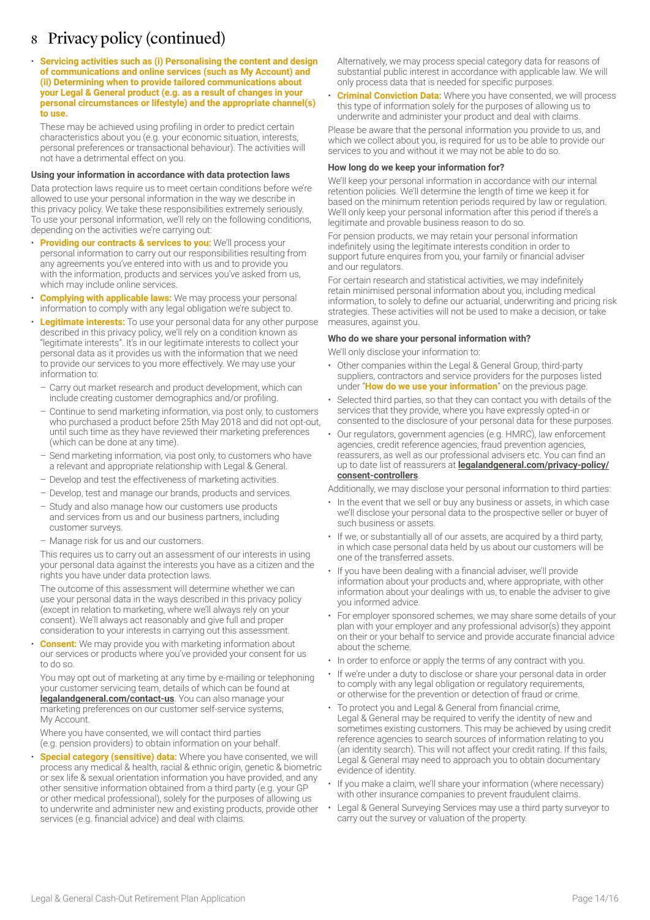# 8 Privacy policy (continued)

- **Servicing activities such as (i) Personalising the content and design of communications and online services (such as My Account) and (ii) Determining when to provide tailored communications about your Legal & General product (e.g. as a result of changes in your personal circumstances or lifestyle) and the appropriate channel(s) to use.**

  These may be achieved using profiling in order to predict certain characteristics about you (e.g. your economic situation, interests, personal preferences or transactional behaviour). The activities will not have a detrimental effect on you.

### Using your information in accordance with data protection laws

Data protection laws require us to meet certain conditions before we're allowed to use your personal information in the way we describe in this privacy policy. We take these responsibilities extremely seriously. To use your personal information, we'll rely on the following conditions, depending on the activities we're carrying out:

- **Providing our contracts & services to you:** We'll process your personal information to carry out our responsibilities resulting from any agreements you've entered into with us and to provide you with the information, products and services you've asked from us, which may include online services.
- **Complying with applicable laws:** We may process your personal information to comply with any legal obligation we're subject to.
- **Legitimate interests:** To use your personal data for any other purpose described in this privacy policy, we'll rely on a condition known as "legitimate interests". It's in our legitimate interests to collect your personal data as it provides us with the information that we need to provide our services to you more effectively. We may use your information to:
  - Carry out market research and product development, which can include creating customer demographics and/or profiling.
  - Continue to send marketing information, via post only, to customers who purchased a product before 25th May 2018 and did not opt-out, until such time as they have reviewed their marketing preferences (which can be done at any time).
  - Send marketing information, via post only, to customers who have a relevant and appropriate relationship with Legal & General.
  - Develop and test the effectiveness of marketing activities.
  - Develop, test and manage our brands, products and services.
  - Study and also manage how our customers use products and services from us and our business partners, including customer surveys.
  - Manage risk for us and our customers.

  This requires us to carry out an assessment of our interests in using your personal data against the interests you have as a citizen and the rights you have under data protection laws.

  The outcome of this assessment will determine whether we can use your personal data in the ways described in this privacy policy (except in relation to marketing, where we'll always rely on your consent). We'll always act reasonably and give full and proper consideration to your interests in carrying out this assessment.
- **Consent:** We may provide you with marketing information about our services or products where you've provided your consent for us to do so.

  You may opt out of marketing at any time by e-mailing or telephoning your customer servicing team, details of which can be found at **legalandgeneral.com/contact-us**. You can also manage your marketing preferences on our customer self-service systems, My Account.

  Where you have consented, we will contact third parties (e.g. pension providers) to obtain information on your behalf.
- **Special category (sensitive) data:** Where you have consented, we will process any medical & health, racial & ethnic origin, genetic & biometric or sex life & sexual orientation information you have provided, and any other sensitive information obtained from a third party (e.g. your GP or other medical professional), solely for the purposes of allowing us to underwrite and administer new and existing products, provide other services (e.g. financial advice) and deal with claims.

  Alternatively, we may process special category data for reasons of substantial public interest in accordance with applicable law. We will only process data that is needed for specific purposes.
- **Criminal Conviction Data:** Where you have consented, we will process this type of information solely for the purposes of allowing us to underwrite and administer your product and deal with claims.

Please be aware that the personal information you provide to us, and which we collect about you, is required for us to be able to provide our services to you and without it we may not be able to do so.

### How long do we keep your information for?

We'll keep your personal information in accordance with our internal retention policies. We'll determine the length of time we keep it for based on the minimum retention periods required by law or regulation. We'll only keep your personal information after this period if there's a legitimate and provable business reason to do so.

For pension products, we may retain your personal information indefinitely using the legitimate interests condition in order to support future enquires from you, your family or financial adviser and our regulators.

For certain research and statistical activities, we may indefinitely retain minimised personal information about you, including medical information, to solely to define our actuarial, underwriting and pricing risk strategies. These activities will not be used to make a decision, or take measures, against you.

### Who do we share your personal information with?

We'll only disclose your information to:

- Other companies within the Legal & General Group, third-party suppliers, contractors and service providers for the purposes listed under "**How do we use your information**" on the previous page.
- Selected third parties, so that they can contact you with details of the services that they provide, where you have expressly opted-in or consented to the disclosure of your personal data for these purposes.
- Our regulators, government agencies (e.g. HMRC), law enforcement agencies, credit reference agencies, fraud prevention agencies, reassurers, as well as our professional advisers etc. You can find an up to date list of reassurers at **legalandgeneral.com/privacy-policy/consent-controllers**.

Additionally, we may disclose your personal information to third parties:

- In the event that we sell or buy any business or assets, in which case we'll disclose your personal data to the prospective seller or buyer of such business or assets.
- If we, or substantially all of our assets, are acquired by a third party, in which case personal data held by us about our customers will be one of the transferred assets.
- If you have been dealing with a financial adviser, we'll provide information about your products and, where appropriate, with other information about your dealings with us, to enable the adviser to give you informed advice.
- For employer sponsored schemes, we may share some details of your plan with your employer and any professional advisor(s) they appoint on their or your behalf to service and provide accurate financial advice about the scheme.
- In order to enforce or apply the terms of any contract with you.
- If we're under a duty to disclose or share your personal data in order to comply with any legal obligation or regulatory requirements, or otherwise for the prevention or detection of fraud or crime.
- To protect you and Legal & General from financial crime, Legal & General may be required to verify the identity of new and sometimes existing customers. This may be achieved by using credit reference agencies to search sources of information relating to you (an identity search). This will not affect your credit rating. If this fails, Legal & General may need to approach you to obtain documentary evidence of identity.
- If you make a claim, we'll share your information (where necessary) with other insurance companies to prevent fraudulent claims.
- Legal & General Surveying Services may use a third party surveyor to carry out the survey or valuation of the property.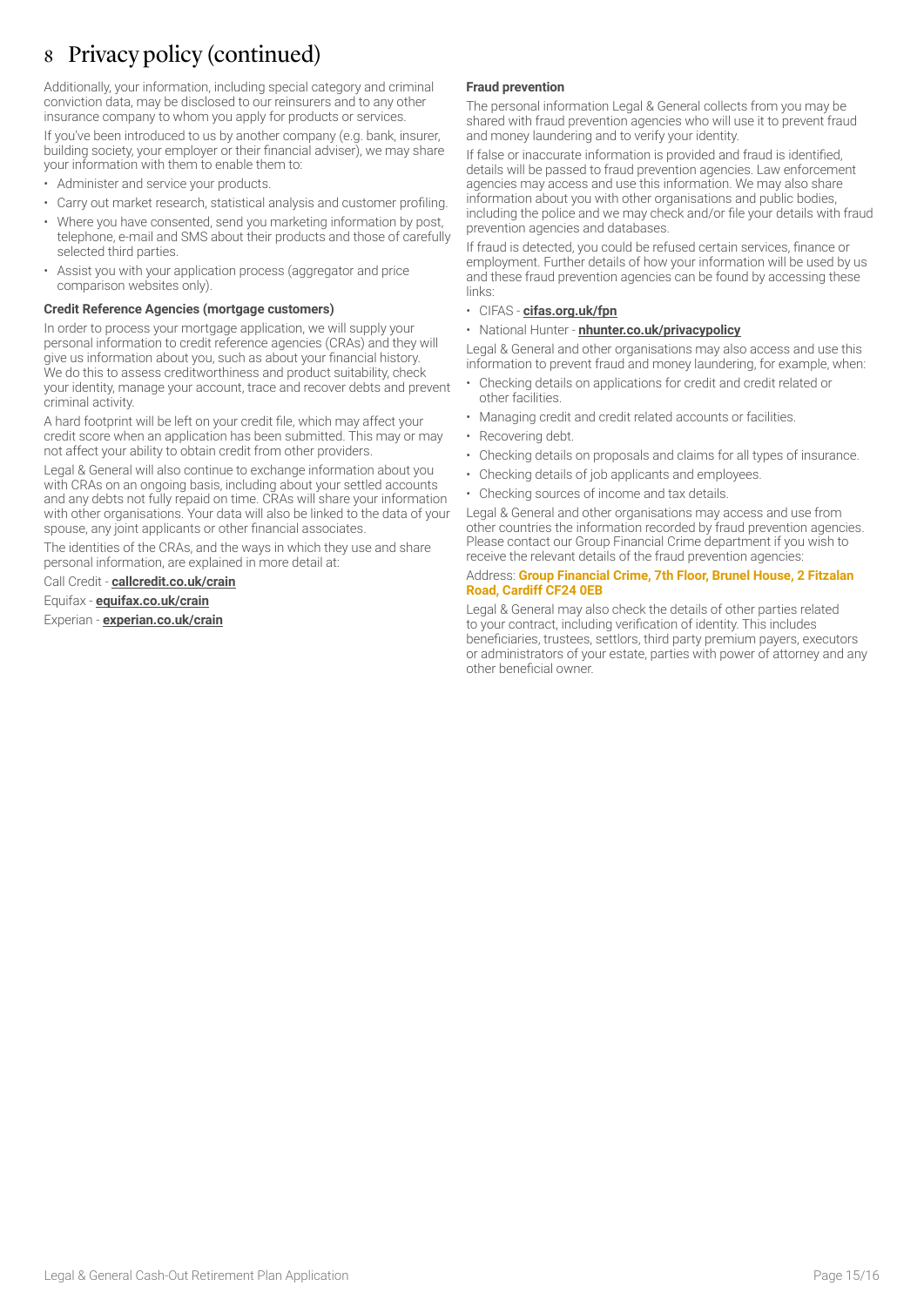# 8 Privacy policy (continued)

Additionally, your information, including special category and criminal conviction data, may be disclosed to our reinsurers and to any other insurance company to whom you apply for products or services.

If you've been introduced to us by another company (e.g. bank, insurer, building society, your employer or their financial adviser), we may share your information with them to enable them to:

- Administer and service your products.
- Carry out market research, statistical analysis and customer profiling.
- Where you have consented, send you marketing information by post, telephone, e-mail and SMS about their products and those of carefully selected third parties.
- Assist you with your application process (aggregator and price comparison websites only).

**Credit Reference Agencies (mortgage customers)**

In order to process your mortgage application, we will supply your personal information to credit reference agencies (CRAs) and they will give us information about you, such as about your financial history. We do this to assess creditworthiness and product suitability, check your identity, manage your account, trace and recover debts and prevent criminal activity.

A hard footprint will be left on your credit file, which may affect your credit score when an application has been submitted. This may or may not affect your ability to obtain credit from other providers.

Legal & General will also continue to exchange information about you with CRAs on an ongoing basis, including about your settled accounts and any debts not fully repaid on time. CRAs will share your information with other organisations. Your data will also be linked to the data of your spouse, any joint applicants or other financial associates.

The identities of the CRAs, and the ways in which they use and share personal information, are explained in more detail at:

Call Credit - **callcredit.co.uk/crain**

Equifax - **equifax.co.uk/crain**

Experian - **experian.co.uk/crain**

**Fraud prevention**

The personal information Legal & General collects from you may be shared with fraud prevention agencies who will use it to prevent fraud and money laundering and to verify your identity.

If false or inaccurate information is provided and fraud is identified, details will be passed to fraud prevention agencies. Law enforcement agencies may access and use this information. We may also share information about you with other organisations and public bodies, including the police and we may check and/or file your details with fraud prevention agencies and databases.

If fraud is detected, you could be refused certain services, finance or employment. Further details of how your information will be used by us and these fraud prevention agencies can be found by accessing these links:

- CIFAS - **cifas.org.uk/fpn**
- National Hunter - **nhunter.co.uk/privacypolicy**

Legal & General and other organisations may also access and use this information to prevent fraud and money laundering, for example, when:

- Checking details on applications for credit and credit related or other facilities.
- Managing credit and credit related accounts or facilities.
- Recovering debt.
- Checking details on proposals and claims for all types of insurance.
- Checking details of job applicants and employees.
- Checking sources of income and tax details.

Legal & General and other organisations may access and use from other countries the information recorded by fraud prevention agencies. Please contact our Group Financial Crime department if you wish to receive the relevant details of the fraud prevention agencies:

Address: **Group Financial Crime, 7th Floor, Brunel House, 2 Fitzalan Road, Cardiff CF24 0EB**

Legal & General may also check the details of other parties related to your contract, including verification of identity. This includes beneficiaries, trustees, settlors, third party premium payers, executors or administrators of your estate, parties with power of attorney and any other beneficial owner.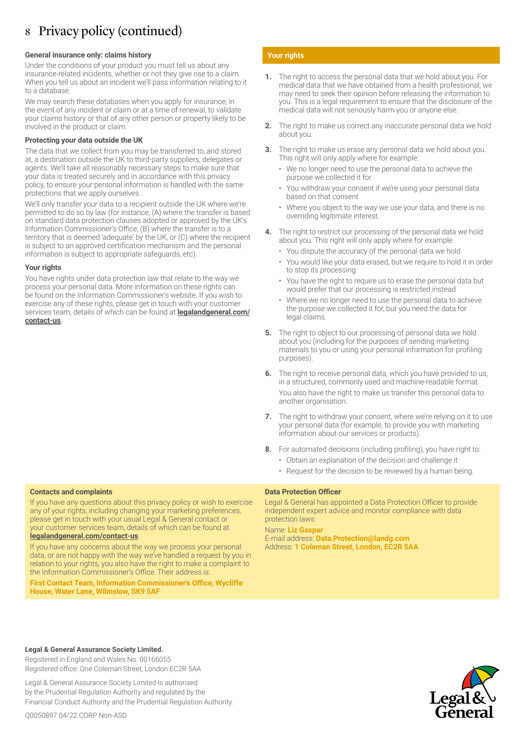# 8 Privacy policy (continued)

**General insurance only: claims history**

Under the conditions of your product you must tell us about any insurance-related incidents, whether or not they give rise to a claim. When you tell us about an incident we'll pass information relating to it to a database.

We may search these databases when you apply for insurance, in the event of any incident or claim or at a time of renewal, to validate your claims history or that of any other person or property likely to be involved in the product or claim.

**Protecting your data outside the UK**

The data that we collect from you may be transferred to, and stored at, a destination outside the UK to third-party suppliers, delegates or agents. We'll take all reasonably necessary steps to make sure that your data is treated securely and in accordance with this privacy policy, to ensure your personal information is handled with the same protections that we apply ourselves .

We'll only transfer your data to a recipient outside the UK where we're permitted to do so by law (for instance, (A) where the transfer is based on standard data protection clauses adopted or approved by the UK's Information Commissioner's Office, (B) where the transfer is to a territory that is deemed 'adequate' by the UK, or (C) where the recipient is subject to an approved certification mechanism and the personal information is subject to appropriate safeguards, etc).

**Your rights**

You have rights under data protection law that relate to the way we process your personal data. More information on these rights can be found on the Information Commissioner's website. If you wish to exercise any of these rights, please get in touch with your customer services team, details of which can be found at **legalandgeneral.com/contact-us**.

## Your rights

1. The right to access the personal data that we hold about you. For medical data that we have obtained from a health professional, we may need to seek their opinion before releasing the information to you. This is a legal requirement to ensure that the disclosure of the medical data will not seriously harm you or anyone else.
2. The right to make us correct any inaccurate personal data we hold about you.
3. The right to make us erase any personal data we hold about you. This right will only apply where for example:
   - We no longer need to use the personal data to achieve the purpose we collected it for
   - You withdraw your consent if we're using your personal data based on that consent
   - Where you object to the way we use your data, and there is no overriding legitimate interest.
4. The right to restrict our processing of the personal data we hold about you. This right will only apply where for example
   - You dispute the accuracy of the personal data we hold
   - You would like your data erased, but we require to hold it in order to stop its processing
   - You have the right to require us to erase the personal data but would prefer that our processing is restricted instead
   - Where we no longer need to use the personal data to achieve the purpose we collected it for, but you need the data for legal claims.
5. The right to object to our processing of personal data we hold about you (including for the purposes of sending marketing materials to you or using your personal information for profiling purposes).
6. The right to receive personal data, which you have provided to us, in a structured, commonly used and machine-readable format.

   You also have the right to make us transfer this personal data to another organisation.
7. The right to withdraw your consent, where we're relying on it to use your personal data (for example, to provide you with marketing information about our services or products).
8. For automated decisions (including profiling), you have right to:
   - Obtain an explanation of the decision and challenge it
   - Request for the decision to be reviewed by a human being.

**Contacts and complaints**

If you have any questions about this privacy policy or wish to exercise any of your rights, including changing your marketing preferences, please get in touch with your usual Legal & General contact or your customer services team, details of which can be found at **legalandgeneral.com/contact-us**.

If you have any concerns about the way we process your personal data, or are not happy with the way we've handled a request by you in relation to your rights, you also have the right to make a complaint to the Information Commissioner's Office. Their address is:

**First Contact Team, Information Commissioner's Office, Wycliffe House, Water Lane, Wilmslow, SK9 5AF**

**Data Protection Officer**

Legal & General has appointed a Data Protection Officer to provide independent expert advice and monitor compliance with data protection laws:

Name: **Liz Gaspar**
E-mail address: **Data.Protection@landg.com**
Address: **1 Coleman Street, London, EC2R 5AA**

**Legal & General Assurance Society Limited.**
Registered in England and Wales No. 00166055
Registered office: One Coleman Street, London EC2R 5AA

Legal & General Assurance Society Limited is authorised by the Prudential Regulation Authority and regulated by the Financial Conduct Authority and the Prudential Regulation Authority.

Q0050897 04/22 CORP Non-ASD